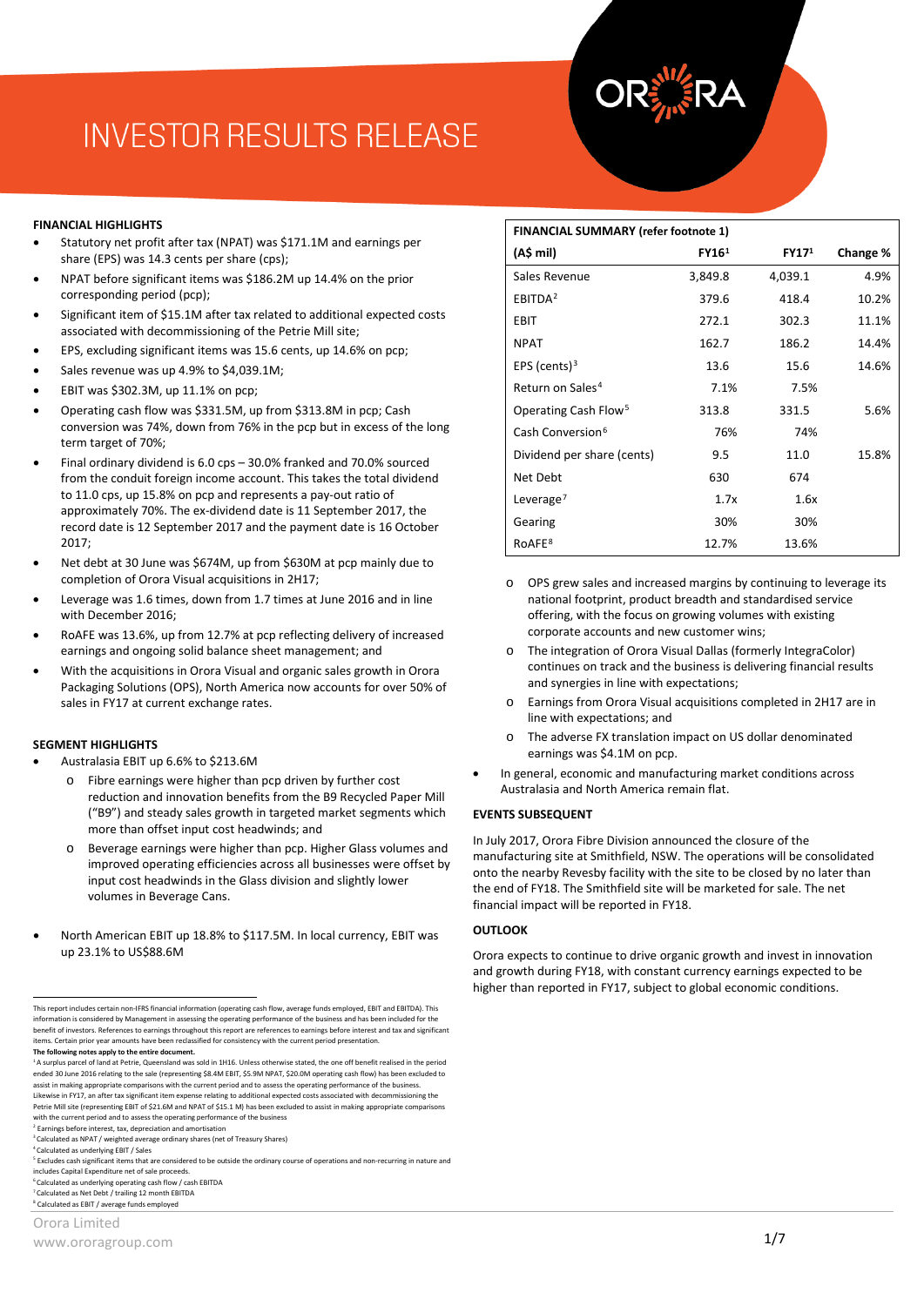# INVESTOR RESULTS RELEASE

## FINANCIAL HIGHLIGHTS

- Statutory net profit after tax (NPAT) was $171.1M and earnings per share (EPS) was 14.3 cents per share (cps);
- NPAT before significant items was $186.2M up 14.4% on the prior corresponding period (pcp);
- Significant item of $15.1M after tax related to additional expected costs associated with decommissioning of the Petrie Mill site;
- EPS, excluding significant items was 15.6 cents, up 14.6% on pcp;
- Sales revenue was up 4.9% to $4,039.1M;
- EBIT was $302.3M, up 11.1% on pcp;
- Operating cash flow was $331.5M, up from $313.8M in pcp; Cash conversion was 74%, down from 76% in the pcp but in excess of the long term target of 70%;
- Final ordinary dividend is 6.0 cps – 30.0% franked and 70.0% sourced from the conduit foreign income account. This takes the total dividend to 11.0 cps, up 15.8% on pcp and represents a pay-out ratio of approximately 70%. The ex-dividend date is 11 September 2017, the record date is 12 September 2017 and the payment date is 16 October 2017;
- Net debt at 30 June was $674M, up from $630M at pcp mainly due to completion of Orora Visual acquisitions in 2H17;
- Leverage was 1.6 times, down from 1.7 times at June 2016 and in line with December 2016;
- RoAFE was 13.6%, up from 12.7% at pcp reflecting delivery of increased earnings and ongoing solid balance sheet management; and
- With the acquisitions in Orora Visual and organic sales growth in Orora Packaging Solutions (OPS), North America now accounts for over 50% of sales in FY17 at current exchange rates.

## SEGMENT HIGHLIGHTS

- Australasia EBIT up 6.6% to $213.6M
  - Fibre earnings were higher than pcp driven by further cost reduction and innovation benefits from the B9 Recycled Paper Mill ("B9") and steady sales growth in targeted market segments which more than offset input cost headwinds; and
  - Beverage earnings were higher than pcp. Higher Glass volumes and improved operating efficiencies across all businesses were offset by input cost headwinds in the Glass division and slightly lower volumes in Beverage Cans.
- North American EBIT up 18.8% to $117.5M. In local currency, EBIT was up 23.1% to US$88.6M
  - OPS grew sales and increased margins by continuing to leverage its national footprint, product breadth and standardised service offering, with the focus on growing volumes with existing corporate accounts and new customer wins;
  - The integration of Orora Visual Dallas (formerly IntegraColor) continues on track and the business is delivering financial results and synergies in line with expectations;
  - Earnings from Orora Visual acquisitions completed in 2H17 are in line with expectations; and
  - The adverse FX translation impact on US dollar denominated earnings was $4.1M on pcp.
- In general, economic and manufacturing market conditions across Australasia and North America remain flat.

| FINANCIAL SUMMARY (refer footnote 1) | | | |
|---|---|---|---|
| (A$ mil) | FY16[1] | FY17[1] | Change % |
| Sales Revenue | 3,849.8 | 4,039.1 | 4.9% |
| EBITDA[2] | 379.6 | 418.4 | 10.2% |
| EBIT | 272.1 | 302.3 | 11.1% |
| NPAT | 162.7 | 186.2 | 14.4% |
| EPS (cents)[3] | 13.6 | 15.6 | 14.6% |
| Return on Sales[4] | 7.1% | 7.5% | |
| Operating Cash Flow[5] | 313.8 | 331.5 | 5.6% |
| Cash Conversion[6] | 76% | 74% | |
| Dividend per share (cents) | 9.5 | 11.0 | 15.8% |
| Net Debt | 630 | 674 | |
| Leverage[7] | 1.7x | 1.6x | |
| Gearing | 30% | 30% | |
| RoAFE[8] | 12.7% | 13.6% | |

## EVENTS SUBSEQUENT

In July 2017, Orora Fibre Division announced the closure of the manufacturing site at Smithfield, NSW. The operations will be consolidated onto the nearby Revesby facility with the site to be closed by no later than the end of FY18. The Smithfield site will be marketed for sale. The net financial impact will be reported in FY18.

## OUTLOOK

Orora expects to continue to drive organic growth and invest in innovation and growth during FY18, with constant currency earnings expected to be higher than reported in FY17, subject to global economic conditions.

---

This report includes certain non-IFRS financial information (operating cash flow, average funds employed, EBIT and EBITDA). This information is considered by Management in assessing the operating performance of the business and has been included for the benefit of investors. References to earnings throughout this report are references to earnings before interest and tax and significant items. Certain prior year amounts have been reclassified for consistency with the current period presentation.

**The following notes apply to the entire document.**

[1] A surplus parcel of land at Petrie, Queensland was sold in 1H16. Unless otherwise stated, the one off benefit realised in the period ended 30 June 2016 relating to the sale (representing $8.4M EBIT, $5.9M NPAT, $20.0M operating cash flow) has been excluded to assist in making appropriate comparisons with the current period and to assess the operating performance of the business. Likewise in FY17, an after tax significant item expense relating to additional expected costs associated with decommissioning the Petrie Mill site (representing EBIT of $21.6M and NPAT of $15.1 M) has been excluded to assist in making appropriate comparisons with the current period and to assess the operating performance of the business

[2] Earnings before interest, tax, depreciation and amortisation

[3] Calculated as NPAT / weighted average ordinary shares (net of Treasury Shares)

[4] Calculated as underlying EBIT / Sales

[5] Excludes cash significant items that are considered to be outside the ordinary course of operations and non-recurring in nature and includes Capital Expenditure net of sale proceeds.

[6] Calculated as underlying operating cash flow / cash EBITDA

[7] Calculated as Net Debt / trailing 12 month EBITDA

[8] Calculated as EBIT / average funds employed

Orora Limited
www.ororagroup.com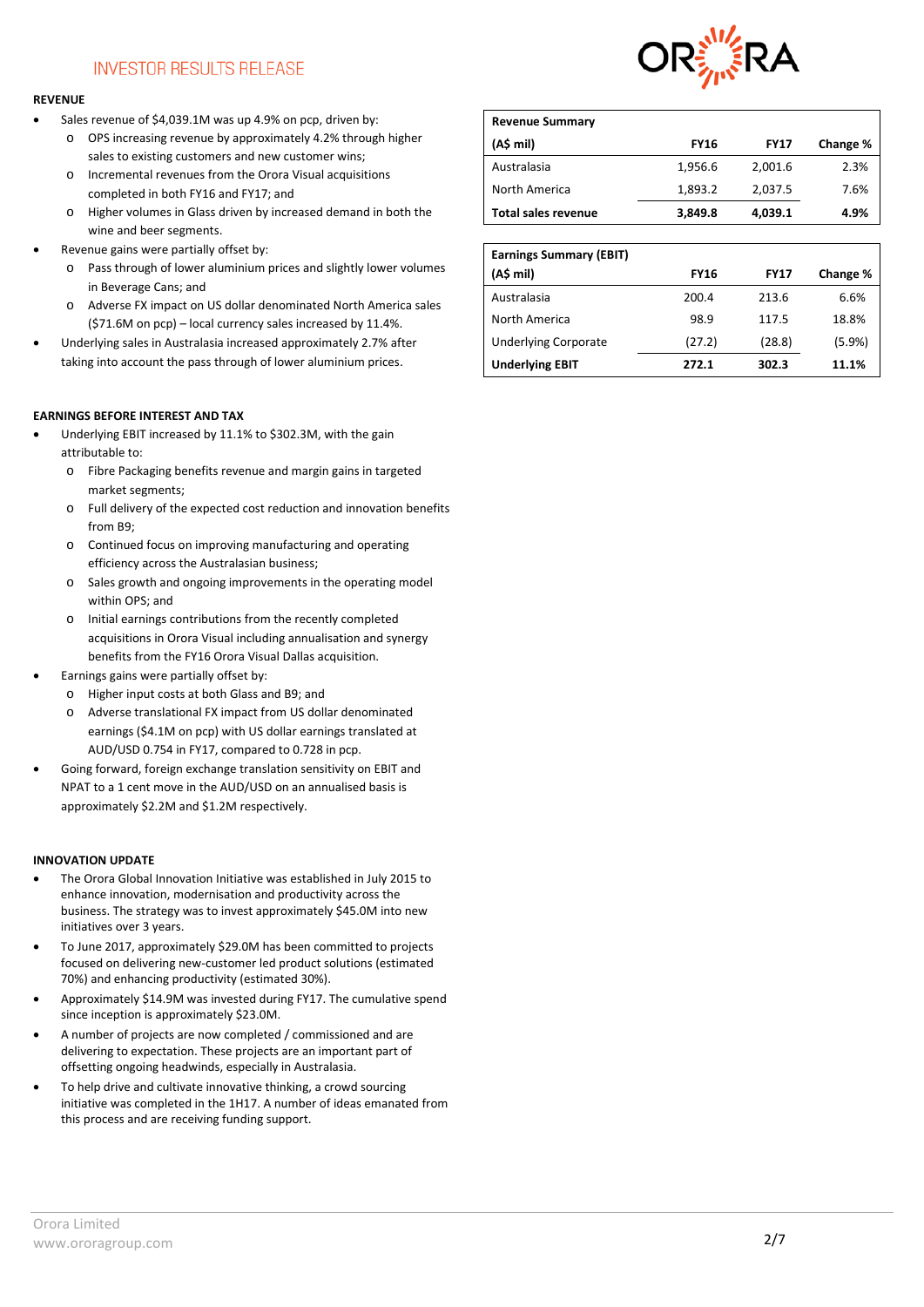## REVENUE

- Sales revenue of $4,039.1M was up 4.9% on pcp, driven by:
  - OPS increasing revenue by approximately 4.2% through higher sales to existing customers and new customer wins;
  - Incremental revenues from the Orora Visual acquisitions completed in both FY16 and FY17; and
  - Higher volumes in Glass driven by increased demand in both the wine and beer segments.
- Revenue gains were partially offset by:
  - Pass through of lower aluminium prices and slightly lower volumes in Beverage Cans; and
  - Adverse FX impact on US dollar denominated North America sales ($71.6M on pcp) – local currency sales increased by 11.4%.
- Underlying sales in Australasia increased approximately 2.7% after taking into account the pass through of lower aluminium prices.

| Revenue Summary (A$ mil) | FY16 | FY17 | Change % |
|---|---|---|---|
| Australasia | 1,956.6 | 2,001.6 | 2.3% |
| North America | 1,893.2 | 2,037.5 | 7.6% |
| **Total sales revenue** | **3,849.8** | **4,039.1** | **4.9%** |

| Earnings Summary (EBIT) (A$ mil) | FY16 | FY17 | Change % |
|---|---|---|---|
| Australasia | 200.4 | 213.6 | 6.6% |
| North America | 98.9 | 117.5 | 18.8% |
| Underlying Corporate | (27.2) | (28.8) | (5.9%) |
| **Underlying EBIT** | **272.1** | **302.3** | **11.1%** |

## EARNINGS BEFORE INTEREST AND TAX

- Underlying EBIT increased by 11.1% to $302.3M, with the gain attributable to:
  - Fibre Packaging benefits revenue and margin gains in targeted market segments;
  - Full delivery of the expected cost reduction and innovation benefits from B9;
  - Continued focus on improving manufacturing and operating efficiency across the Australasian business;
  - Sales growth and ongoing improvements in the operating model within OPS; and
  - Initial earnings contributions from the recently completed acquisitions in Orora Visual including annualisation and synergy benefits from the FY16 Orora Visual Dallas acquisition.
- Earnings gains were partially offset by:
  - Higher input costs at both Glass and B9; and
  - Adverse translational FX impact from US dollar denominated earnings ($4.1M on pcp) with US dollar earnings translated at AUD/USD 0.754 in FY17, compared to 0.728 in pcp.
- Going forward, foreign exchange translation sensitivity on EBIT and NPAT to a 1 cent move in the AUD/USD on an annualised basis is approximately $2.2M and $1.2M respectively.

## INNOVATION UPDATE

- The Orora Global Innovation Initiative was established in July 2015 to enhance innovation, modernisation and productivity across the business. The strategy was to invest approximately $45.0M into new initiatives over 3 years.
- To June 2017, approximately $29.0M has been committed to projects focused on delivering new-customer led product solutions (estimated 70%) and enhancing productivity (estimated 30%).
- Approximately $14.9M was invested during FY17. The cumulative spend since inception is approximately $23.0M.
- A number of projects are now completed / commissioned and are delivering to expectation. These projects are an important part of offsetting ongoing headwinds, especially in Australasia.
- To help drive and cultivate innovative thinking, a crowd sourcing initiative was completed in the 1H17. A number of ideas emanated from this process and are receiving funding support.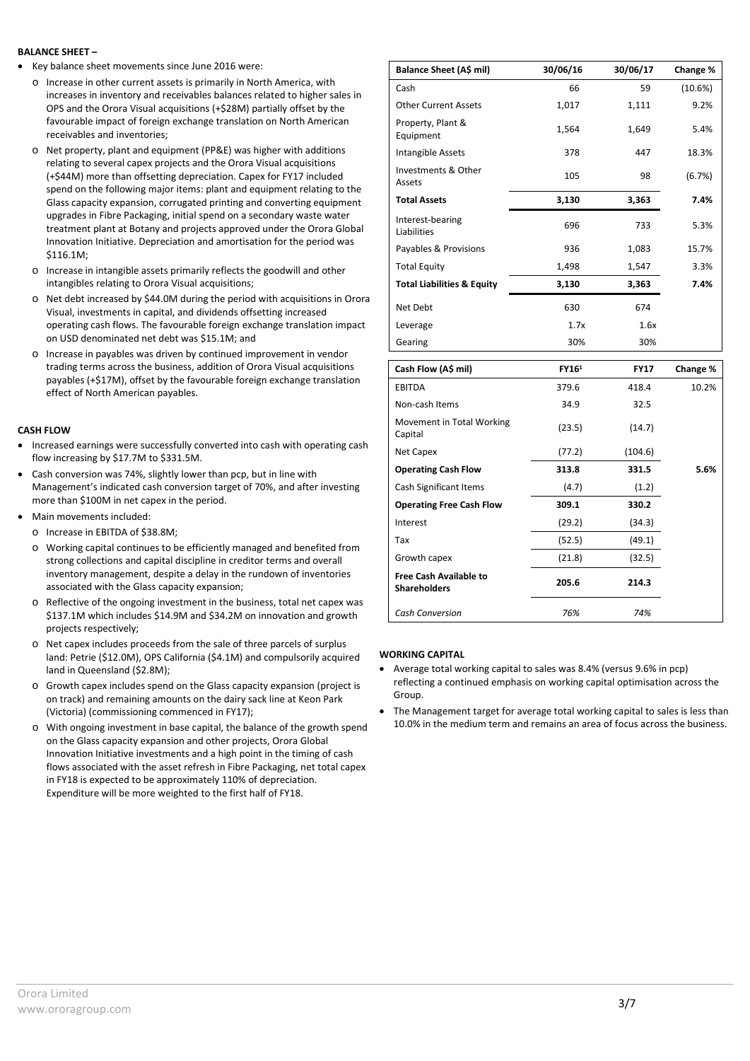**BALANCE SHEET –**

- Key balance sheet movements since June 2016 were:
  - Increase in other current assets is primarily in North America, with increases in inventory and receivables balances related to higher sales in OPS and the Orora Visual acquisitions (+$28M) partially offset by the favourable impact of foreign exchange translation on North American receivables and inventories;
  - Net property, plant and equipment (PP&E) was higher with additions relating to several capex projects and the Orora Visual acquisitions (+$44M) more than offsetting depreciation. Capex for FY17 included spend on the following major items: plant and equipment relating to the Glass capacity expansion, corrugated printing and converting equipment upgrades in Fibre Packaging, initial spend on a secondary waste water treatment plant at Botany and projects approved under the Orora Global Innovation Initiative. Depreciation and amortisation for the period was $116.1M;
  - Increase in intangible assets primarily reflects the goodwill and other intangibles relating to Orora Visual acquisitions;
  - Net debt increased by $44.0M during the period with acquisitions in Orora Visual, investments in capital, and dividends offsetting increased operating cash flows. The favourable foreign exchange translation impact on USD denominated net debt was $15.1M; and
  - Increase in payables was driven by continued improvement in vendor trading terms across the business, addition of Orora Visual acquisitions payables (+$17M), offset by the favourable foreign exchange translation effect of North American payables.

| Balance Sheet (A$ mil) | 30/06/16 | 30/06/17 | Change % |
|---|---|---|---|
| Cash | 66 | 59 | (10.6%) |
| Other Current Assets | 1,017 | 1,111 | 9.2% |
| Property, Plant & Equipment | 1,564 | 1,649 | 5.4% |
| Intangible Assets | 378 | 447 | 18.3% |
| Investments & Other Assets | 105 | 98 | (6.7%) |
| **Total Assets** | **3,130** | **3,363** | **7.4%** |
| Interest-bearing Liabilities | 696 | 733 | 5.3% |
| Payables & Provisions | 936 | 1,083 | 15.7% |
| Total Equity | 1,498 | 1,547 | 3.3% |
| **Total Liabilities & Equity** | **3,130** | **3,363** | **7.4%** |
| Net Debt | 630 | 674 | |
| Leverage | 1.7x | 1.6x | |
| Gearing | 30% | 30% | |

**CASH FLOW**

- Increased earnings were successfully converted into cash with operating cash flow increasing by $17.7M to $331.5M.
- Cash conversion was 74%, slightly lower than pcp, but in line with Management's indicated cash conversion target of 70%, and after investing more than $100M in net capex in the period.
- Main movements included:
  - Increase in EBITDA of $38.8M;
  - Working capital continues to be efficiently managed and benefited from strong collections and capital discipline in creditor terms and overall inventory management, despite a delay in the rundown of inventories associated with the Glass capacity expansion;
  - Reflective of the ongoing investment in the business, total net capex was $137.1M which includes $14.9M and $34.2M on innovation and growth projects respectively;
  - Net capex includes proceeds from the sale of three parcels of surplus land: Petrie ($12.0M), OPS California ($4.1M) and compulsorily acquired land in Queensland ($2.8M);
  - Growth capex includes spend on the Glass capacity expansion (project is on track) and remaining amounts on the dairy sack line at Keon Park (Victoria) (commissioning commenced in FY17);
  - With ongoing investment in base capital, the balance of the growth spend on the Glass capacity expansion and other projects, Orora Global Innovation Initiative investments and a high point in the timing of cash flows associated with the asset refresh in Fibre Packaging, net total capex in FY18 is expected to be approximately 110% of depreciation. Expenditure will be more weighted to the first half of FY18.

| Cash Flow (A$ mil) | FY16[1] | FY17 | Change % |
|---|---|---|---|
| EBITDA | 379.6 | 418.4 | 10.2% |
| Non-cash Items | 34.9 | 32.5 | |
| Movement in Total Working Capital | (23.5) | (14.7) | |
| Net Capex | (77.2) | (104.6) | |
| **Operating Cash Flow** | **313.8** | **331.5** | **5.6%** |
| Cash Significant Items | (4.7) | (1.2) | |
| **Operating Free Cash Flow** | **309.1** | **330.2** | |
| Interest | (29.2) | (34.3) | |
| Tax | (52.5) | (49.1) | |
| Growth capex | (21.8) | (32.5) | |
| **Free Cash Available to Shareholders** | **205.6** | **214.3** | |
| *Cash Conversion* | *76%* | *74%* | |

**WORKING CAPITAL**

- Average total working capital to sales was 8.4% (versus 9.6% in pcp) reflecting a continued emphasis on working capital optimisation across the Group.
- The Management target for average total working capital to sales is less than 10.0% in the medium term and remains an area of focus across the business.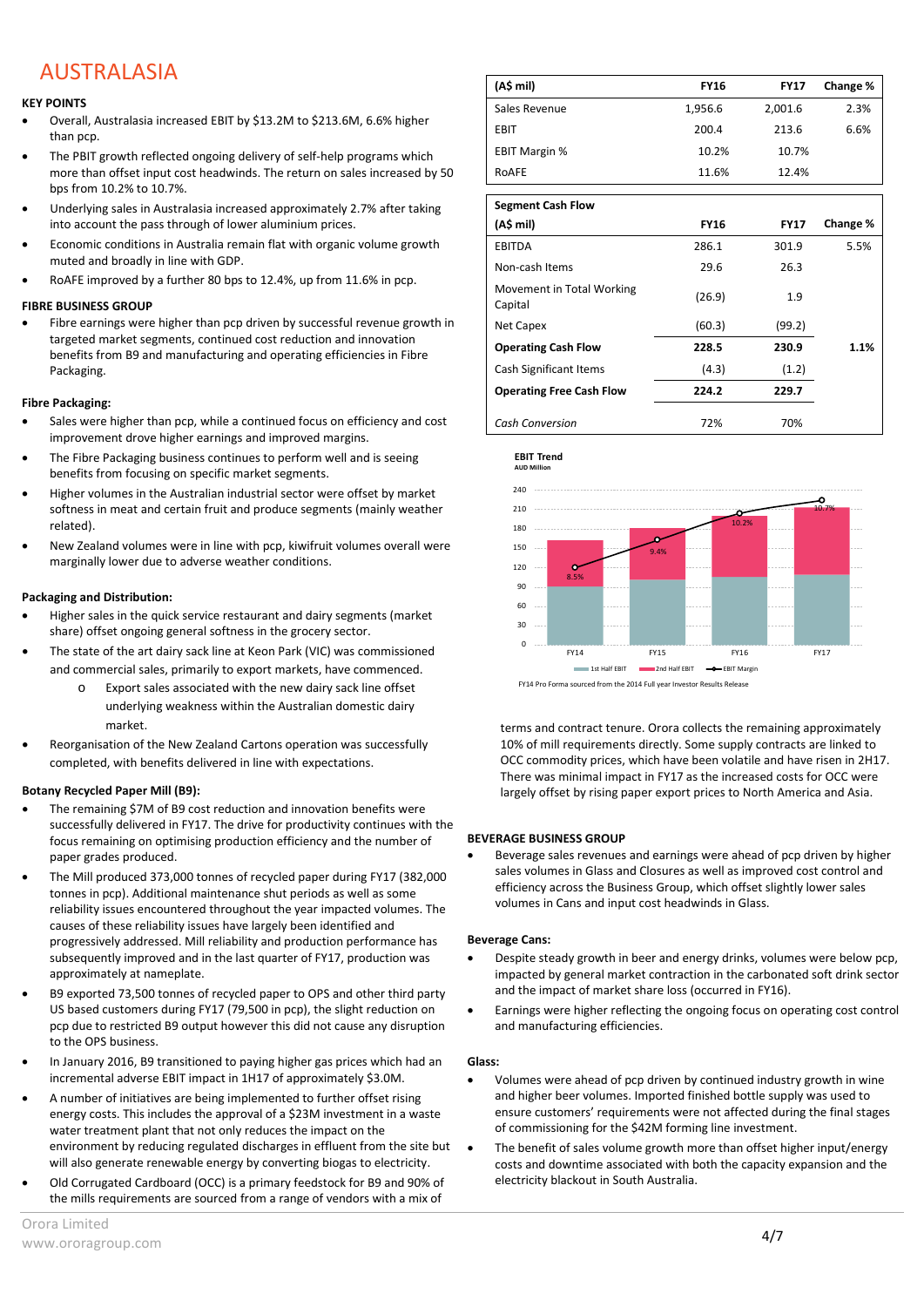# AUSTRALASIA

### KEY POINTS

- Overall, Australasia increased EBIT by $13.2M to $213.6M, 6.6% higher than pcp.
- The PBIT growth reflected ongoing delivery of self-help programs which more than offset input cost headwinds. The return on sales increased by 50 bps from 10.2% to 10.7%.
- Underlying sales in Australasia increased approximately 2.7% after taking into account the pass through of lower aluminium prices.
- Economic conditions in Australia remain flat with organic volume growth muted and broadly in line with GDP.
- RoAFE improved by a further 80 bps to 12.4%, up from 11.6% in pcp.

### FIBRE BUSINESS GROUP

- Fibre earnings were higher than pcp driven by successful revenue growth in targeted market segments, continued cost reduction and innovation benefits from B9 and manufacturing and operating efficiencies in Fibre Packaging.

**Fibre Packaging:**

- Sales were higher than pcp, while a continued focus on efficiency and cost improvement drove higher earnings and improved margins.
- The Fibre Packaging business continues to perform well and is seeing benefits from focusing on specific market segments.
- Higher volumes in the Australian industrial sector were offset by market softness in meat and certain fruit and produce segments (mainly weather related).
- New Zealand volumes were in line with pcp, kiwifruit volumes overall were marginally lower due to adverse weather conditions.

**Packaging and Distribution:**

- Higher sales in the quick service restaurant and dairy segments (market share) offset ongoing general softness in the grocery sector.
- The state of the art dairy sack line at Keon Park (VIC) was commissioned and commercial sales, primarily to export markets, have commenced.
  - Export sales associated with the new dairy sack line offset underlying weakness within the Australian domestic dairy market.
- Reorganisation of the New Zealand Cartons operation was successfully completed, with benefits delivered in line with expectations.

**Botany Recycled Paper Mill (B9):**

- The remaining $7M of B9 cost reduction and innovation benefits were successfully delivered in FY17. The drive for productivity continues with the focus remaining on optimising production efficiency and the number of paper grades produced.
- The Mill produced 373,000 tonnes of recycled paper during FY17 (382,000 tonnes in pcp). Additional maintenance shut periods as well as some reliability issues encountered throughout the year impacted volumes. The causes of these reliability issues have largely been identified and progressively addressed. Mill reliability and production performance has subsequently improved and in the last quarter of FY17, production was approximately at nameplate.
- B9 exported 73,500 tonnes of recycled paper to OPS and other third party US based customers during FY17 (79,500 in pcp), the slight reduction on pcp due to restricted B9 output however this did not cause any disruption to the OPS business.
- In January 2016, B9 transitioned to paying higher gas prices which had an incremental adverse EBIT impact in 1H17 of approximately $3.0M.
- A number of initiatives are being implemented to further offset rising energy costs. This includes the approval of a $23M investment in a waste water treatment plant that not only reduces the impact on the environment by reducing regulated discharges in effluent from the site but will also generate renewable energy by converting biogas to electricity.
- Old Corrugated Cardboard (OCC) is a primary feedstock for B9 and 90% of the mills requirements are sourced from a range of vendors with a mix of terms and contract tenure. Orora collects the remaining approximately 10% of mill requirements directly. Some supply contracts are linked to OCC commodity prices, which have been volatile and have risen in 2H17. There was minimal impact in FY17 as the increased costs for OCC were largely offset by rising paper export prices to North America and Asia.

| (A$ mil) | FY16 | FY17 | Change % |
|---|---|---|---|
| Sales Revenue | 1,956.6 | 2,001.6 | 2.3% |
| EBIT | 200.4 | 213.6 | 6.6% |
| EBIT Margin % | 10.2% | 10.7% | |
| RoAFE | 11.6% | 12.4% | |

| Segment Cash Flow | | | |
|---|---|---|---|
| **(A$ mil)** | **FY16** | **FY17** | **Change %** |
| EBITDA | 286.1 | 301.9 | 5.5% |
| Non-cash Items | 29.6 | 26.3 | |
| Movement in Total Working Capital | (26.9) | 1.9 | |
| Net Capex | (60.3) | (99.2) | |
| **Operating Cash Flow** | **228.5** | **230.9** | **1.1%** |
| Cash Significant Items | (4.3) | (1.2) | |
| **Operating Free Cash Flow** | **224.2** | **229.7** | |
| *Cash Conversion* | 72% | 70% | |

**EBIT Trend**
AUD Million

| | FY14 | FY15 | FY16 | FY17 |
|---|---|---|---|---|
| EBIT Margin | 8.5% | 9.4% | 10.2% | 10.7% |

Legend: 1st Half EBIT, 2nd Half EBIT, EBIT Margin

FY14 Pro Forma sourced from the 2014 Full year Investor Results Release

### BEVERAGE BUSINESS GROUP

- Beverage sales revenues and earnings were ahead of pcp driven by higher sales volumes in Glass and Closures as well as improved cost control and efficiency across the Business Group, which offset slightly lower sales volumes in Cans and input cost headwinds in Glass.

**Beverage Cans:**

- Despite steady growth in beer and energy drinks, volumes were below pcp, impacted by general market contraction in the carbonated soft drink sector and the impact of market share loss (occurred in FY16).
- Earnings were higher reflecting the ongoing focus on operating cost control and manufacturing efficiencies.

**Glass:**

- Volumes were ahead of pcp driven by continued industry growth in wine and higher beer volumes. Imported finished bottle supply was used to ensure customers' requirements were not affected during the final stages of commissioning for the $42M forming line investment.
- The benefit of sales volume growth more than offset higher input/energy costs and downtime associated with both the capacity expansion and the electricity blackout in South Australia.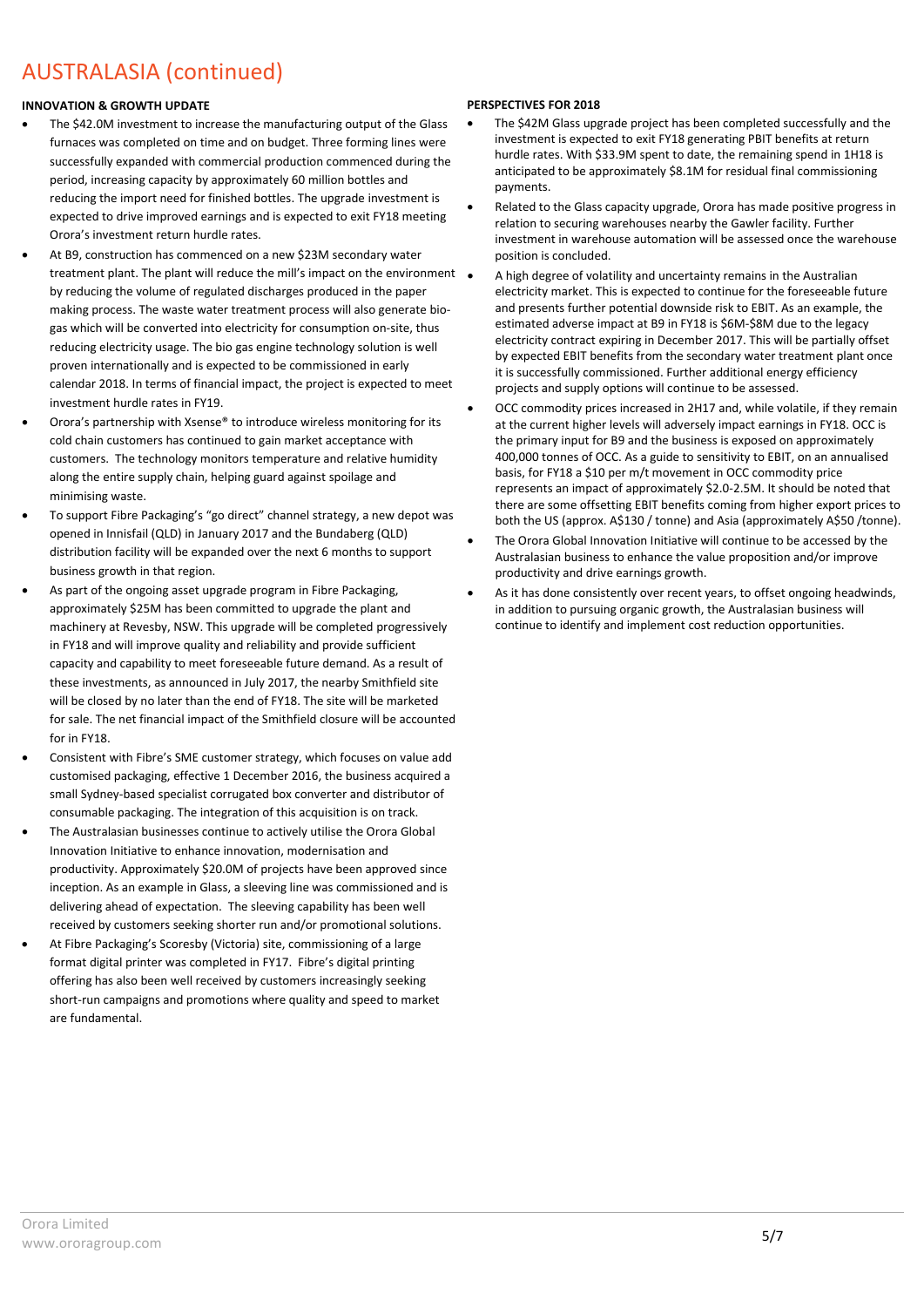# AUSTRALASIA (continued)

## INNOVATION & GROWTH UPDATE

- The $42.0M investment to increase the manufacturing output of the Glass furnaces was completed on time and on budget. Three forming lines were successfully expanded with commercial production commenced during the period, increasing capacity by approximately 60 million bottles and reducing the import need for finished bottles. The upgrade investment is expected to drive improved earnings and is expected to exit FY18 meeting Orora's investment return hurdle rates.
- At B9, construction has commenced on a new $23M secondary water treatment plant. The plant will reduce the mill's impact on the environment by reducing the volume of regulated discharges produced in the paper making process. The waste water treatment process will also generate bio-gas which will be converted into electricity for consumption on-site, thus reducing electricity usage. The bio gas engine technology solution is well proven internationally and is expected to be commissioned in early calendar 2018. In terms of financial impact, the project is expected to meet investment hurdle rates in FY19.
- Orora's partnership with Xsense® to introduce wireless monitoring for its cold chain customers has continued to gain market acceptance with customers. The technology monitors temperature and relative humidity along the entire supply chain, helping guard against spoilage and minimising waste.
- To support Fibre Packaging's "go direct" channel strategy, a new depot was opened in Innisfail (QLD) in January 2017 and the Bundaberg (QLD) distribution facility will be expanded over the next 6 months to support business growth in that region.
- As part of the ongoing asset upgrade program in Fibre Packaging, approximately $25M has been committed to upgrade the plant and machinery at Revesby, NSW. This upgrade will be completed progressively in FY18 and will improve quality and reliability and provide sufficient capacity and capability to meet foreseeable future demand. As a result of these investments, as announced in July 2017, the nearby Smithfield site will be closed by no later than the end of FY18. The site will be marketed for sale. The net financial impact of the Smithfield closure will be accounted for in FY18.
- Consistent with Fibre's SME customer strategy, which focuses on value add customised packaging, effective 1 December 2016, the business acquired a small Sydney-based specialist corrugated box converter and distributor of consumable packaging. The integration of this acquisition is on track.
- The Australasian businesses continue to actively utilise the Orora Global Innovation Initiative to enhance innovation, modernisation and productivity. Approximately $20.0M of projects have been approved since inception. As an example in Glass, a sleeving line was commissioned and is delivering ahead of expectation. The sleeving capability has been well received by customers seeking shorter run and/or promotional solutions.
- At Fibre Packaging's Scoresby (Victoria) site, commissioning of a large format digital printer was completed in FY17. Fibre's digital printing offering has also been well received by customers increasingly seeking short-run campaigns and promotions where quality and speed to market are fundamental.

## PERSPECTIVES FOR 2018

- The $42M Glass upgrade project has been completed successfully and the investment is expected to exit FY18 generating PBIT benefits at return hurdle rates. With $33.9M spent to date, the remaining spend in 1H18 is anticipated to be approximately $8.1M for residual final commissioning payments.
- Related to the Glass capacity upgrade, Orora has made positive progress in relation to securing warehouses nearby the Gawler facility. Further investment in warehouse automation will be assessed once the warehouse position is concluded.
- A high degree of volatility and uncertainty remains in the Australian electricity market. This is expected to continue for the foreseeable future and presents further potential downside risk to EBIT. As an example, the estimated adverse impact at B9 in FY18 is $6M-$8M due to the legacy electricity contract expiring in December 2017. This will be partially offset by expected EBIT benefits from the secondary water treatment plant once it is successfully commissioned. Further additional energy efficiency projects and supply options will continue to be assessed.
- OCC commodity prices increased in 2H17 and, while volatile, if they remain at the current higher levels will adversely impact earnings in FY18. OCC is the primary input for B9 and the business is exposed on approximately 400,000 tonnes of OCC. As a guide to sensitivity to EBIT, on an annualised basis, for FY18 a $10 per m/t movement in OCC commodity price represents an impact of approximately $2.0-2.5M. It should be noted that there are some offsetting EBIT benefits coming from higher export prices to both the US (approx. A$130 / tonne) and Asia (approximately A$50 /tonne).
- The Orora Global Innovation Initiative will continue to be accessed by the Australasian business to enhance the value proposition and/or improve productivity and drive earnings growth.
- As it has done consistently over recent years, to offset ongoing headwinds, in addition to pursuing organic growth, the Australasian business will continue to identify and implement cost reduction opportunities.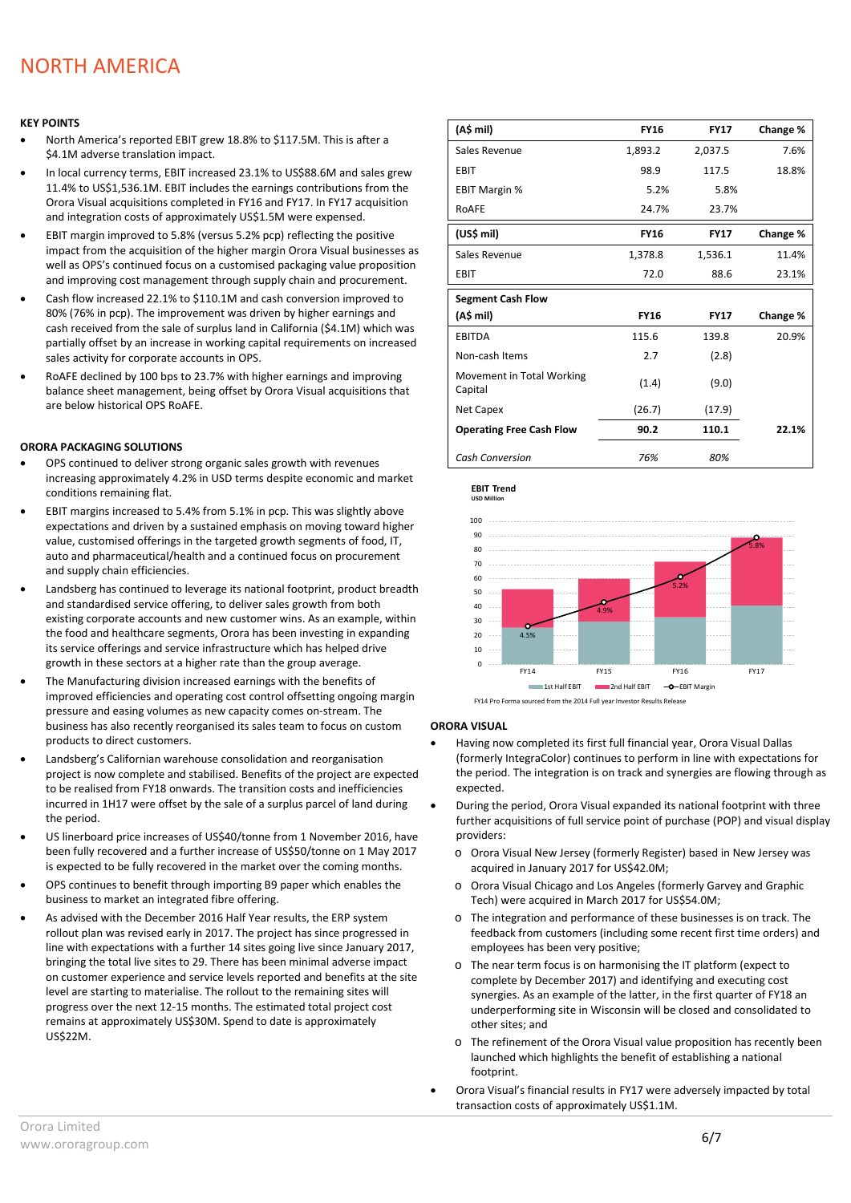# NORTH AMERICA

**KEY POINTS**

- North America's reported EBIT grew 18.8% to $117.5M. This is after a $4.1M adverse translation impact.
- In local currency terms, EBIT increased 23.1% to US$88.6M and sales grew 11.4% to US$1,536.1M. EBIT includes the earnings contributions from the Orora Visual acquisitions completed in FY16 and FY17. In FY17 acquisition and integration costs of approximately US$1.5M were expensed.
- EBIT margin improved to 5.8% (versus 5.2% pcp) reflecting the positive impact from the acquisition of the higher margin Orora Visual businesses as well as OPS's continued focus on a customised packaging value proposition and improving cost management through supply chain and procurement.
- Cash flow increased 22.1% to $110.1M and cash conversion improved to 80% (76% in pcp). The improvement was driven by higher earnings and cash received from the sale of surplus land in California ($4.1M) which was partially offset by an increase in working capital requirements on increased sales activity for corporate accounts in OPS.
- RoAFE declined by 100 bps to 23.7% with higher earnings and improving balance sheet management, being offset by Orora Visual acquisitions that are below historical OPS RoAFE.

| (A$ mil) | FY16 | FY17 | Change % |
|---|---|---|---|
| Sales Revenue | 1,893.2 | 2,037.5 | 7.6% |
| EBIT | 98.9 | 117.5 | 18.8% |
| EBIT Margin % | 5.2% | 5.8% | |
| RoAFE | 24.7% | 23.7% | |

| (US$ mil) | FY16 | FY17 | Change % |
|---|---|---|---|
| Sales Revenue | 1,378.8 | 1,536.1 | 11.4% |
| EBIT | 72.0 | 88.6 | 23.1% |

| Segment Cash Flow (A$ mil) | FY16 | FY17 | Change % |
|---|---|---|---|
| EBITDA | 115.6 | 139.8 | 20.9% |
| Non-cash Items | 2.7 | (2.8) | |
| Movement in Total Working Capital | (1.4) | (9.0) | |
| Net Capex | (26.7) | (17.9) | |
| **Operating Free Cash Flow** | **90.2** | **110.1** | **22.1%** |
| *Cash Conversion* | *76%* | *80%* | |

**EBIT Trend**
USD Million

| | FY14 | FY15 | FY16 | FY17 |
|---|---|---|---|---|
| EBIT Margin | 4.5% | 4.9% | 5.2% | 5.8% |

FY14 Pro Forma sourced from the 2014 Full year Investor Results Release

## ORORA PACKAGING SOLUTIONS

- OPS continued to deliver strong organic sales growth with revenues increasing approximately 4.2% in USD terms despite economic and market conditions remaining flat.
- EBIT margins increased to 5.4% from 5.1% in pcp. This was slightly above expectations and driven by a sustained emphasis on moving toward higher value, customised offerings in the targeted growth segments of food, IT, auto and pharmaceutical/health and a continued focus on procurement and supply chain efficiencies.
- Landsberg has continued to leverage its national footprint, product breadth and standardised service offering, to deliver sales growth from both existing corporate accounts and new customer wins. As an example, within the food and healthcare segments, Orora has been investing in expanding its service offerings and service infrastructure which has helped drive growth in these sectors at a higher rate than the group average.
- The Manufacturing division increased earnings with the benefits of improved efficiencies and operating cost control offsetting ongoing margin pressure and easing volumes as new capacity comes on-stream. The business has also recently reorganised its sales team to focus on custom products to direct customers.
- Landsberg's Californian warehouse consolidation and reorganisation project is now complete and stabilised. Benefits of the project are expected to be realised from FY18 onwards. The transition costs and inefficiencies incurred in 1H17 were offset by the sale of a surplus parcel of land during the period.
- US linerboard price increases of US$40/tonne from 1 November 2016, have been fully recovered and a further increase of US$50/tonne on 1 May 2017 is expected to be fully recovered in the market over the coming months.
- OPS continues to benefit through importing B9 paper which enables the business to market an integrated fibre offering.
- As advised with the December 2016 Half Year results, the ERP system rollout plan was revised early in 2017. The project has since progressed in line with expectations with a further 14 sites going live since January 2017, bringing the total live sites to 29. There has been minimal adverse impact on customer experience and service levels reported and benefits at the site level are starting to materialise. The rollout to the remaining sites will progress over the next 12-15 months. The estimated total project cost remains at approximately US$30M. Spend to date is approximately US$22M.

## ORORA VISUAL

- Having now completed its first full financial year, Orora Visual Dallas (formerly IntegraColor) continues to perform in line with expectations for the period. The integration is on track and synergies are flowing through as expected.
- During the period, Orora Visual expanded its national footprint with three further acquisitions of full service point of purchase (POP) and visual display providers:
  - Orora Visual New Jersey (formerly Register) based in New Jersey was acquired in January 2017 for US$42.0M;
  - Orora Visual Chicago and Los Angeles (formerly Garvey and Graphic Tech) were acquired in March 2017 for US$54.0M;
  - The integration and performance of these businesses is on track. The feedback from customers (including some recent first time orders) and employees has been very positive;
  - The near term focus is on harmonising the IT platform (expect to complete by December 2017) and identifying and executing cost synergies. As an example of the latter, in the first quarter of FY18 an underperforming site in Wisconsin will be closed and consolidated to other sites; and
  - The refinement of the Orora Visual value proposition has recently been launched which highlights the benefit of establishing a national footprint.
- Orora Visual's financial results in FY17 were adversely impacted by total transaction costs of approximately US$1.1M.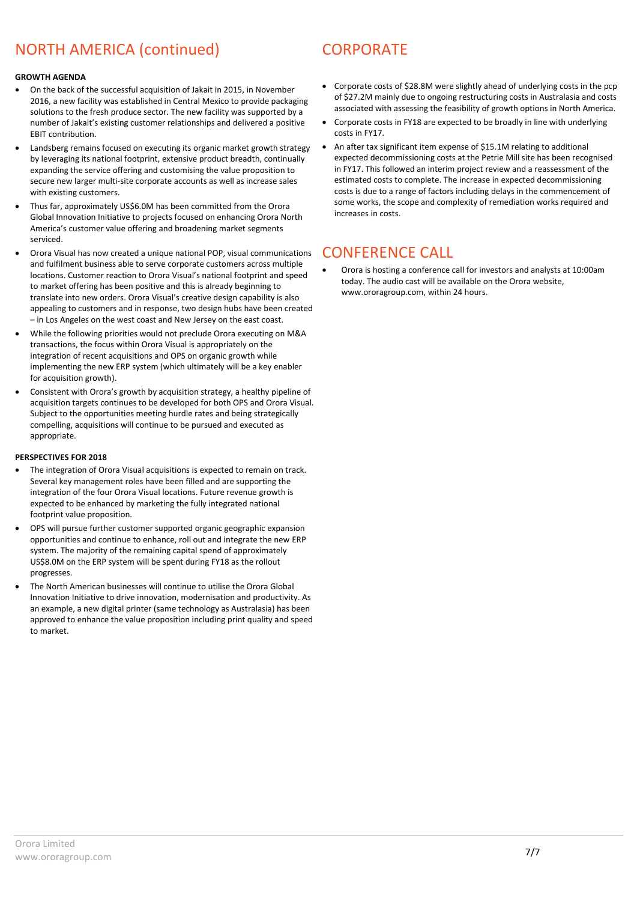# NORTH AMERICA (continued)

**GROWTH AGENDA**

- On the back of the successful acquisition of Jakait in 2015, in November 2016, a new facility was established in Central Mexico to provide packaging solutions to the fresh produce sector. The new facility was supported by a number of Jakait's existing customer relationships and delivered a positive EBIT contribution.
- Landsberg remains focused on executing its organic market growth strategy by leveraging its national footprint, extensive product breadth, continually expanding the service offering and customising the value proposition to secure new larger multi-site corporate accounts as well as increase sales with existing customers.
- Thus far, approximately US$6.0M has been committed from the Orora Global Innovation Initiative to projects focused on enhancing Orora North America's customer value offering and broadening market segments serviced.
- Orora Visual has now created a unique national POP, visual communications and fulfilment business able to serve corporate customers across multiple locations. Customer reaction to Orora Visual's national footprint and speed to market offering has been positive and this is already beginning to translate into new orders. Orora Visual's creative design capability is also appealing to customers and in response, two design hubs have been created – in Los Angeles on the west coast and New Jersey on the east coast.
- While the following priorities would not preclude Orora executing on M&A transactions, the focus within Orora Visual is appropriately on the integration of recent acquisitions and OPS on organic growth while implementing the new ERP system (which ultimately will be a key enabler for acquisition growth).
- Consistent with Orora's growth by acquisition strategy, a healthy pipeline of acquisition targets continues to be developed for both OPS and Orora Visual. Subject to the opportunities meeting hurdle rates and being strategically compelling, acquisitions will continue to be pursued and executed as appropriate.

**PERSPECTIVES FOR 2018**

- The integration of Orora Visual acquisitions is expected to remain on track. Several key management roles have been filled and are supporting the integration of the four Orora Visual locations. Future revenue growth is expected to be enhanced by marketing the fully integrated national footprint value proposition.
- OPS will pursue further customer supported organic geographic expansion opportunities and continue to enhance, roll out and integrate the new ERP system. The majority of the remaining capital spend of approximately US$8.0M on the ERP system will be spent during FY18 as the rollout progresses.
- The North American businesses will continue to utilise the Orora Global Innovation Initiative to drive innovation, modernisation and productivity. As an example, a new digital printer (same technology as Australasia) has been approved to enhance the value proposition including print quality and speed to market.

# CORPORATE

- Corporate costs of $28.8M were slightly ahead of underlying costs in the pcp of $27.2M mainly due to ongoing restructuring costs in Australasia and costs associated with assessing the feasibility of growth options in North America.
- Corporate costs in FY18 are expected to be broadly in line with underlying costs in FY17.
- An after tax significant item expense of $15.1M relating to additional expected decommissioning costs at the Petrie Mill site has been recognised in FY17. This followed an interim project review and a reassessment of the estimated costs to complete. The increase in expected decommissioning costs is due to a range of factors including delays in the commencement of some works, the scope and complexity of remediation works required and increases in costs.

# CONFERENCE CALL

- Orora is hosting a conference call for investors and analysts at 10:00am today. The audio cast will be available on the Orora website, www.ororagroup.com, within 24 hours.